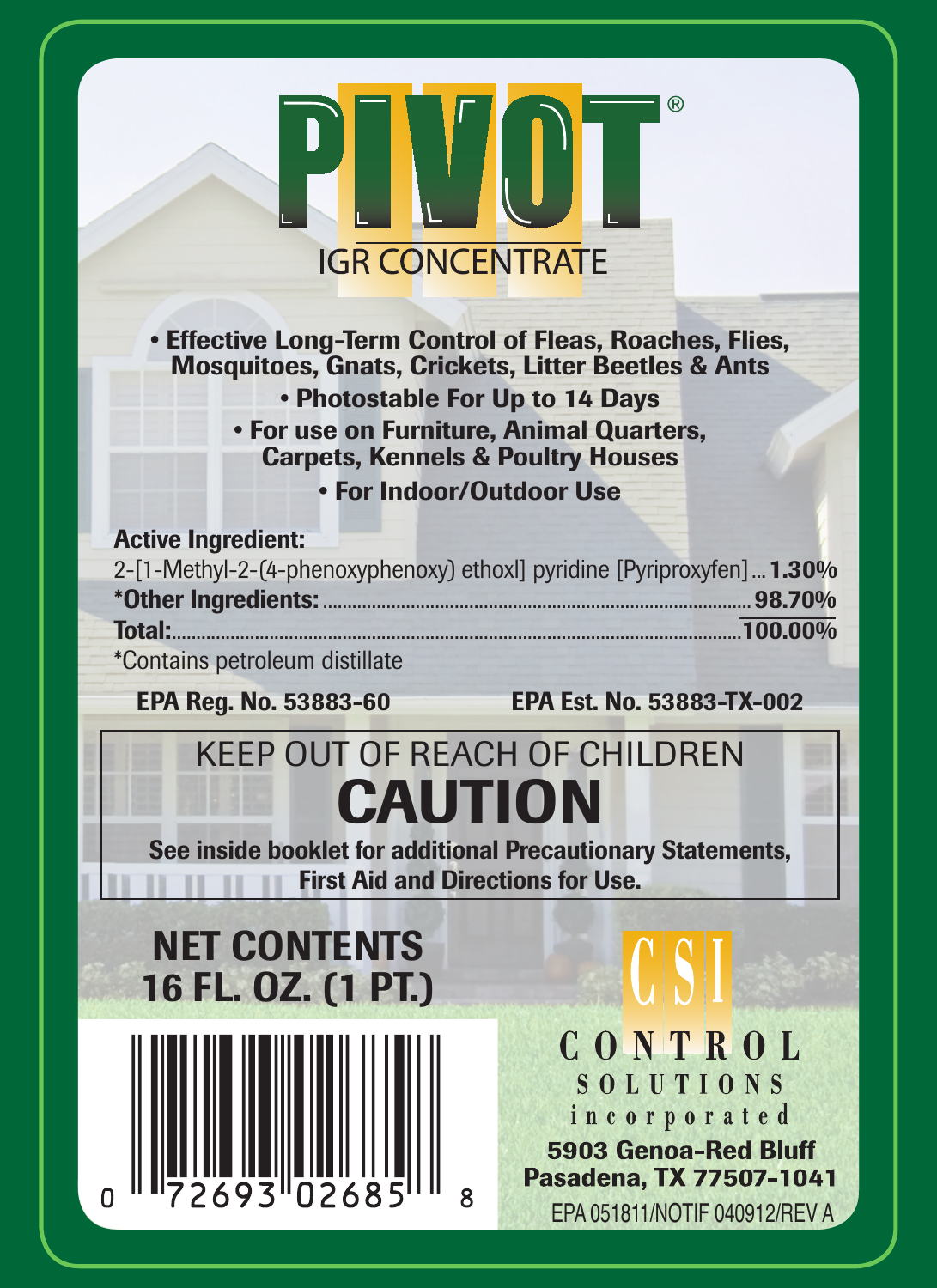# PIVOT®

## IGR CONCENTRATE

- **Effective Long-Term Control of Fleas, Roaches, Flies, Mosquitoes, Gnats, Crickets, Litter Beetles & Ants**
- **Photostable For Up to 14 Days**
- **For use on Furniture, Animal Quarters, Carpets, Kennels & Poultry Houses**
- **For Indoor/Outdoor Use**

**Active Ingredient:**

| | |
|---|---|
| 2-[1-Methyl-2-(4-phenoxyphenoxy) ethoxl] pyridine [Pyriproxyfen] | **1.30%** |
| ***Other Ingredients:** | **98.70%** |
| **Total:** | **100.00%** |

*Contains petroleum distillate

**EPA Reg. No. 53883-60** **EPA Est. No. 53883-TX-002**

KEEP OUT OF REACH OF CHILDREN

# CAUTION

**See inside booklet for additional Precautionary Statements, First Aid and Directions for Use.**

**NET CONTENTS 16 FL. OZ. (1 PT.)**

0 72693 02685 8

CSI

CONTROL SOLUTIONS incorporated

**5903 Genoa-Red Bluff Pasadena, TX 77507-1041**

EPA 051811/NOTIF 040912/REV A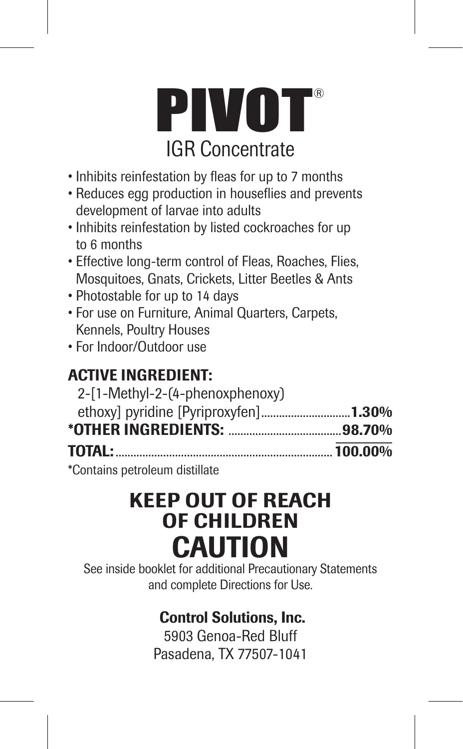# PIVOT®

## IGR Concentrate

- Inhibits reinfestation by fleas for up to 7 months
- Reduces egg production in houseflies and prevents development of larvae into adults
- Inhibits reinfestation by listed cockroaches for up to 6 months
- Effective long-term control of Fleas, Roaches, Flies, Mosquitoes, Gnats, Crickets, Litter Beetles & Ants
- Photostable for up to 14 days
- For use on Furniture, Animal Quarters, Carpets, Kennels, Poultry Houses
- For Indoor/Outdoor use

### ACTIVE INGREDIENT:

| | |
|---|---|
| 2-[1-Methyl-2-(4-phenoxyphenoxy) ethoxy] pyridine [Pyriproxyfen] | **1.30%** |
| ***OTHER INGREDIENTS:** | **98.70%** |
| **TOTAL:** | **100.00%** |

*Contains petroleum distillate

## KEEP OUT OF REACH OF CHILDREN

# CAUTION

See inside booklet for additional Precautionary Statements and complete Directions for Use.

**Control Solutions, Inc.**

5903 Genoa-Red Bluff
Pasadena, TX 77507-1041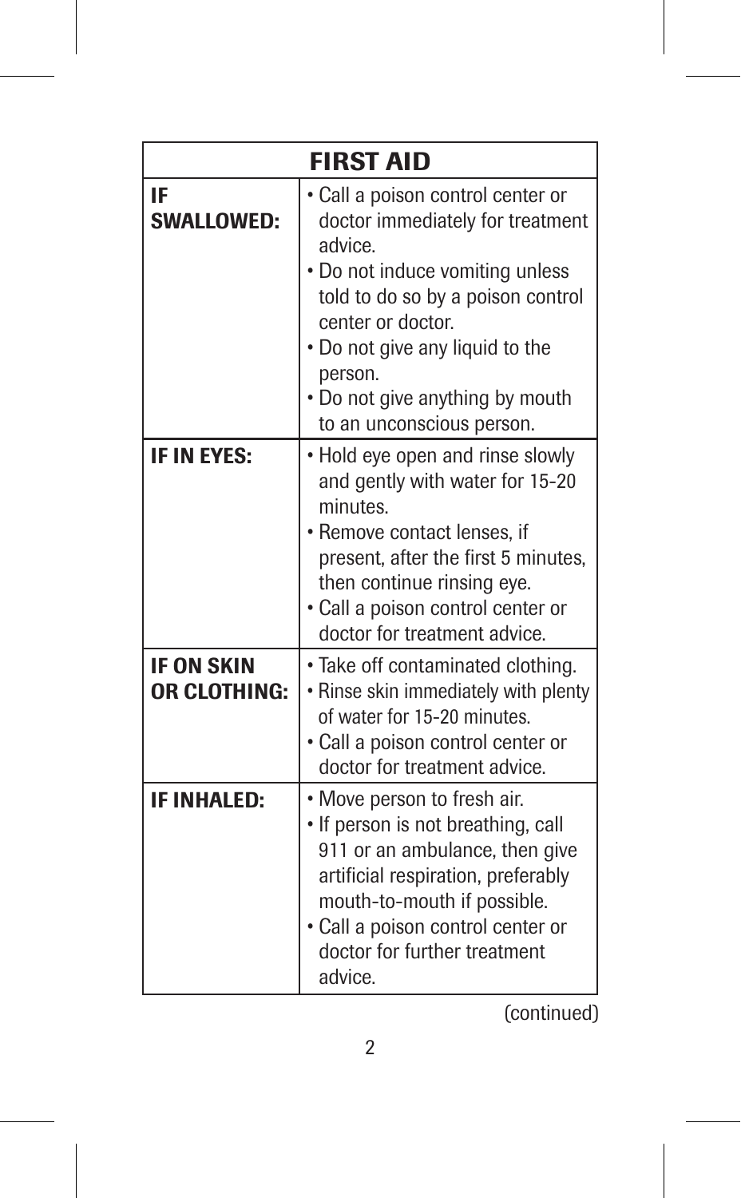| FIRST AID | |
|---|---|
| **IF SWALLOWED:** | • Call a poison control center or doctor immediately for treatment advice.<br>• Do not induce vomiting unless told to do so by a poison control center or doctor.<br>• Do not give any liquid to the person.<br>• Do not give anything by mouth to an unconscious person. |
| **IF IN EYES:** | • Hold eye open and rinse slowly and gently with water for 15-20 minutes.<br>• Remove contact lenses, if present, after the first 5 minutes, then continue rinsing eye.<br>• Call a poison control center or doctor for treatment advice. |
| **IF ON SKIN OR CLOTHING:** | • Take off contaminated clothing.<br>• Rinse skin immediately with plenty of water for 15-20 minutes.<br>• Call a poison control center or doctor for treatment advice. |
| **IF INHALED:** | • Move person to fresh air.<br>• If person is not breathing, call 911 or an ambulance, then give artificial respiration, preferably mouth-to-mouth if possible.<br>• Call a poison control center or doctor for further treatment advice. |

(continued)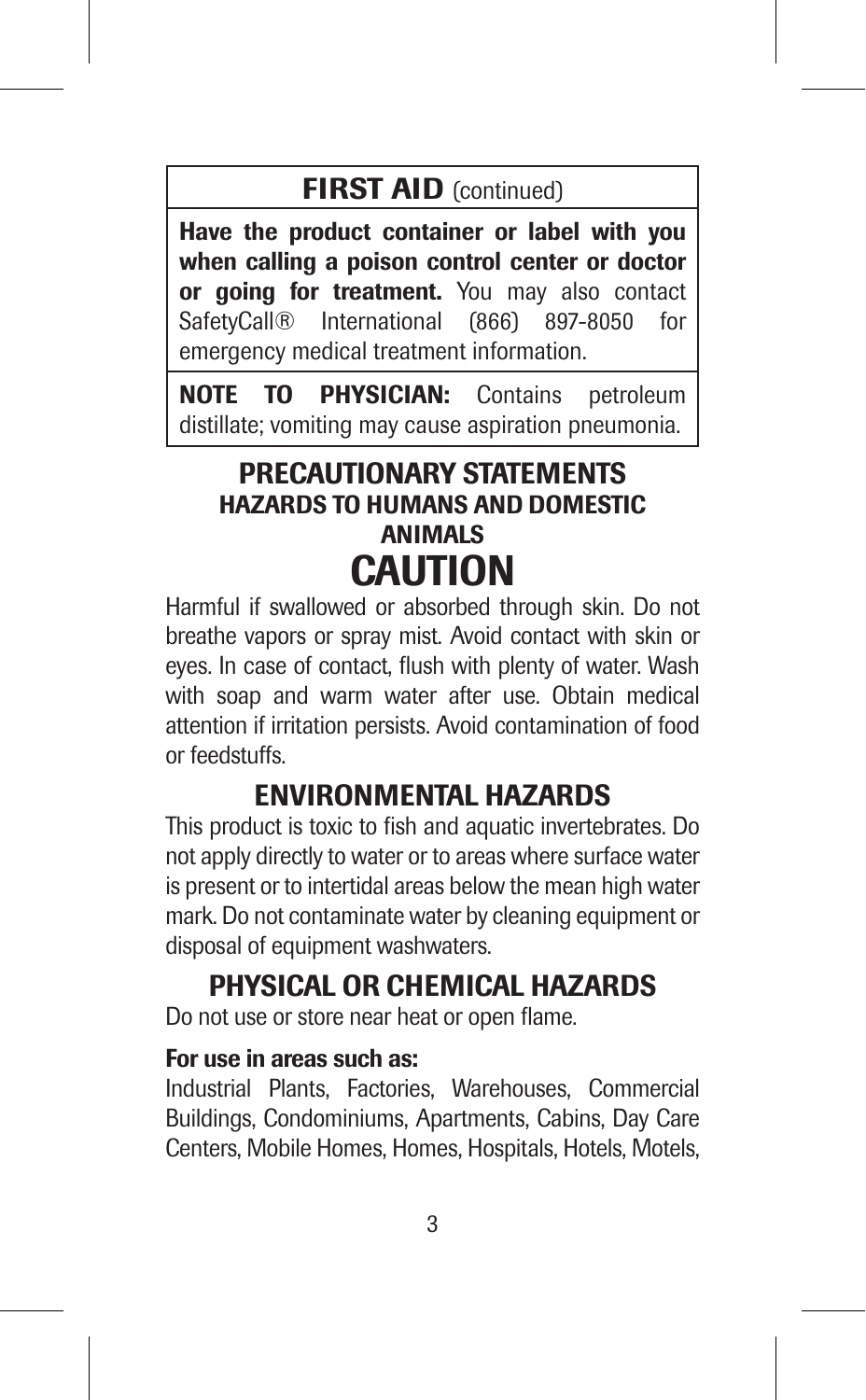## FIRST AID (continued)

**Have the product container or label with you when calling a poison control center or doctor or going for treatment.** You may also contact SafetyCall® International (866) 897-8050 for emergency medical treatment information.

**NOTE TO PHYSICIAN:** Contains petroleum distillate; vomiting may cause aspiration pneumonia.

## PRECAUTIONARY STATEMENTS

### HAZARDS TO HUMANS AND DOMESTIC ANIMALS

## CAUTION

Harmful if swallowed or absorbed through skin. Do not breathe vapors or spray mist. Avoid contact with skin or eyes. In case of contact, flush with plenty of water. Wash with soap and warm water after use. Obtain medical attention if irritation persists. Avoid contamination of food or feedstuffs.

## ENVIRONMENTAL HAZARDS

This product is toxic to fish and aquatic invertebrates. Do not apply directly to water or to areas where surface water is present or to intertidal areas below the mean high water mark. Do not contaminate water by cleaning equipment or disposal of equipment washwaters.

## PHYSICAL OR CHEMICAL HAZARDS

Do not use or store near heat or open flame.

**For use in areas such as:**

Industrial Plants, Factories, Warehouses, Commercial Buildings, Condominiums, Apartments, Cabins, Day Care Centers, Mobile Homes, Homes, Hospitals, Hotels, Motels,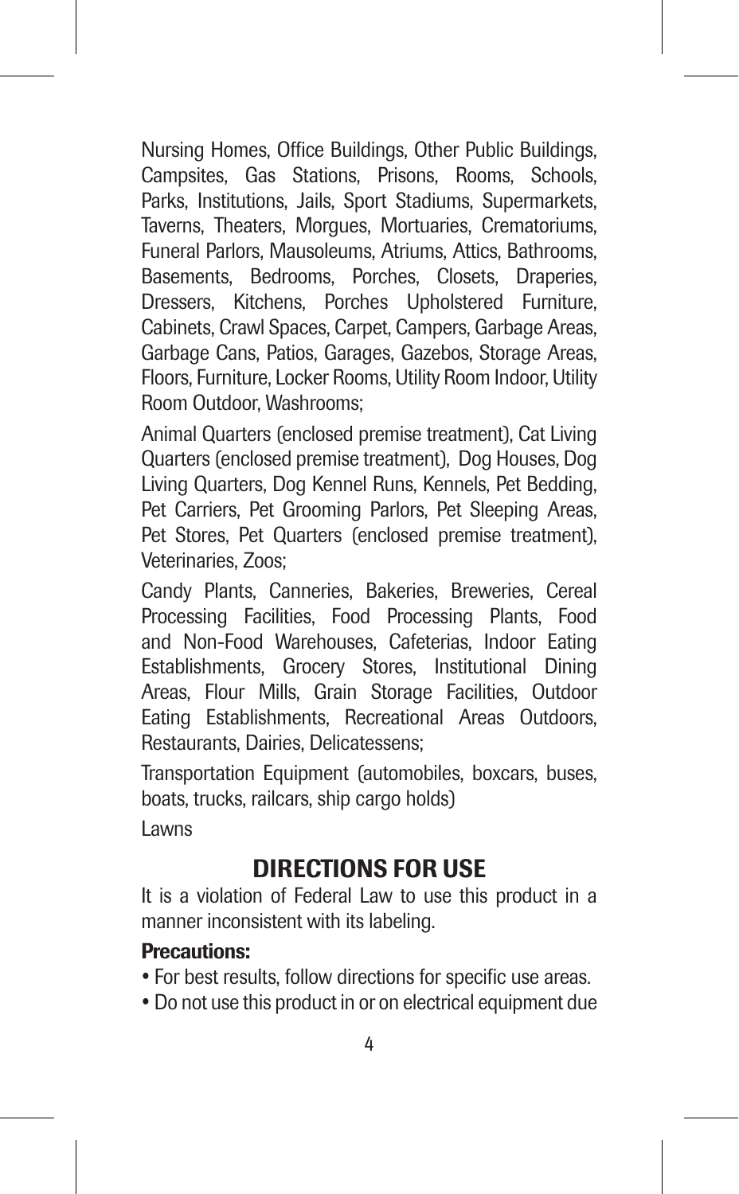Nursing Homes, Office Buildings, Other Public Buildings, Campsites, Gas Stations, Prisons, Rooms, Schools, Parks, Institutions, Jails, Sport Stadiums, Supermarkets, Taverns, Theaters, Morgues, Mortuaries, Crematoriums, Funeral Parlors, Mausoleums, Atriums, Attics, Bathrooms, Basements, Bedrooms, Porches, Closets, Draperies, Dressers, Kitchens, Porches Upholstered Furniture, Cabinets, Crawl Spaces, Carpet, Campers, Garbage Areas, Garbage Cans, Patios, Garages, Gazebos, Storage Areas, Floors, Furniture, Locker Rooms, Utility Room Indoor, Utility Room Outdoor, Washrooms;

Animal Quarters (enclosed premise treatment), Cat Living Quarters (enclosed premise treatment), Dog Houses, Dog Living Quarters, Dog Kennel Runs, Kennels, Pet Bedding, Pet Carriers, Pet Grooming Parlors, Pet Sleeping Areas, Pet Stores, Pet Quarters (enclosed premise treatment), Veterinaries, Zoos;

Candy Plants, Canneries, Bakeries, Breweries, Cereal Processing Facilities, Food Processing Plants, Food and Non-Food Warehouses, Cafeterias, Indoor Eating Establishments, Grocery Stores, Institutional Dining Areas, Flour Mills, Grain Storage Facilities, Outdoor Eating Establishments, Recreational Areas Outdoors, Restaurants, Dairies, Delicatessens;

Transportation Equipment (automobiles, boxcars, buses, boats, trucks, railcars, ship cargo holds)

Lawns

## DIRECTIONS FOR USE

It is a violation of Federal Law to use this product in a manner inconsistent with its labeling.

**Precautions:**

- For best results, follow directions for specific use areas.
- Do not use this product in or on electrical equipment due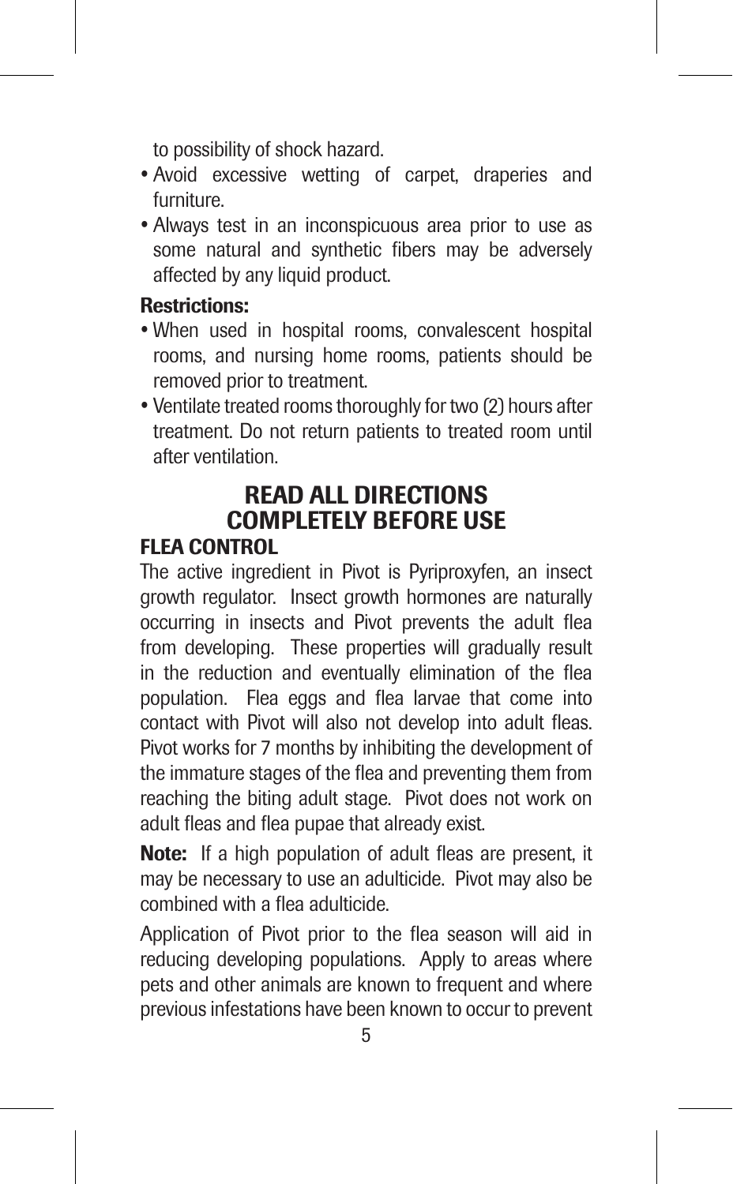to possibility of shock hazard.

- Avoid excessive wetting of carpet, draperies and furniture.
- Always test in an inconspicuous area prior to use as some natural and synthetic fibers may be adversely affected by any liquid product.

**Restrictions:**

- When used in hospital rooms, convalescent hospital rooms, and nursing home rooms, patients should be removed prior to treatment.
- Ventilate treated rooms thoroughly for two (2) hours after treatment. Do not return patients to treated room until after ventilation.

## READ ALL DIRECTIONS COMPLETELY BEFORE USE

### FLEA CONTROL

The active ingredient in Pivot is Pyriproxyfen, an insect growth regulator. Insect growth hormones are naturally occurring in insects and Pivot prevents the adult flea from developing. These properties will gradually result in the reduction and eventually elimination of the flea population. Flea eggs and flea larvae that come into contact with Pivot will also not develop into adult fleas. Pivot works for 7 months by inhibiting the development of the immature stages of the flea and preventing them from reaching the biting adult stage. Pivot does not work on adult fleas and flea pupae that already exist.

**Note:** If a high population of adult fleas are present, it may be necessary to use an adulticide. Pivot may also be combined with a flea adulticide.

Application of Pivot prior to the flea season will aid in reducing developing populations. Apply to areas where pets and other animals are known to frequent and where previous infestations have been known to occur to prevent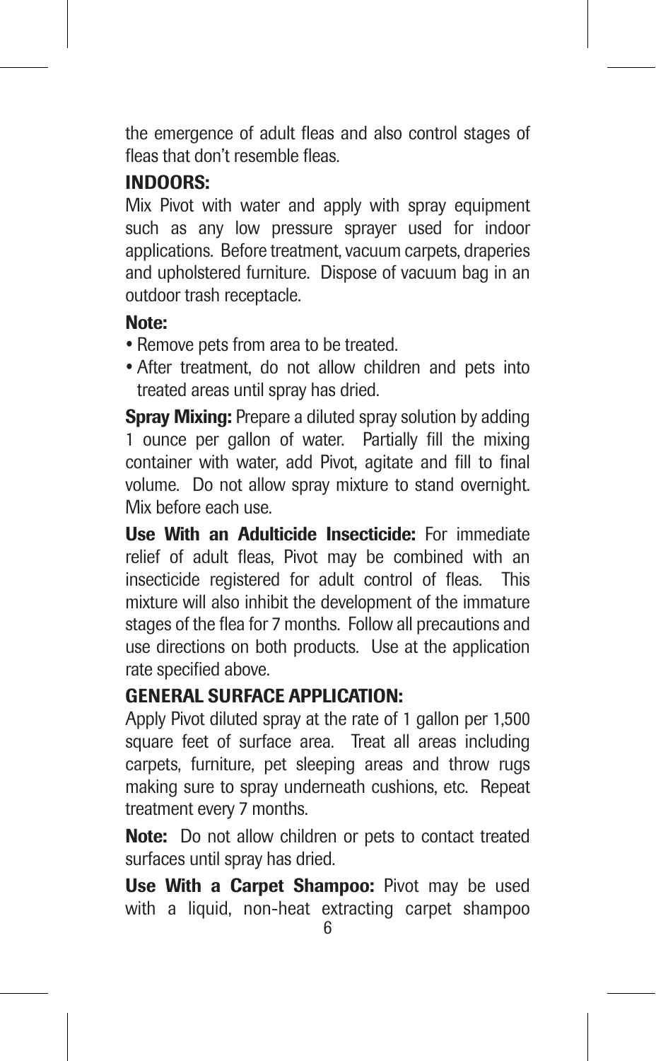the emergence of adult fleas and also control stages of fleas that don't resemble fleas.

**INDOORS:**

Mix Pivot with water and apply with spray equipment such as any low pressure sprayer used for indoor applications. Before treatment, vacuum carpets, draperies and upholstered furniture. Dispose of vacuum bag in an outdoor trash receptacle.

**Note:**

- Remove pets from area to be treated.
- After treatment, do not allow children and pets into treated areas until spray has dried.

**Spray Mixing:** Prepare a diluted spray solution by adding 1 ounce per gallon of water. Partially fill the mixing container with water, add Pivot, agitate and fill to final volume. Do not allow spray mixture to stand overnight. Mix before each use.

**Use With an Adulticide Insecticide:** For immediate relief of adult fleas, Pivot may be combined with an insecticide registered for adult control of fleas. This mixture will also inhibit the development of the immature stages of the flea for 7 months. Follow all precautions and use directions on both products. Use at the application rate specified above.

**GENERAL SURFACE APPLICATION:**

Apply Pivot diluted spray at the rate of 1 gallon per 1,500 square feet of surface area. Treat all areas including carpets, furniture, pet sleeping areas and throw rugs making sure to spray underneath cushions, etc. Repeat treatment every 7 months.

**Note:** Do not allow children or pets to contact treated surfaces until spray has dried.

**Use With a Carpet Shampoo:** Pivot may be used with a liquid, non-heat extracting carpet shampoo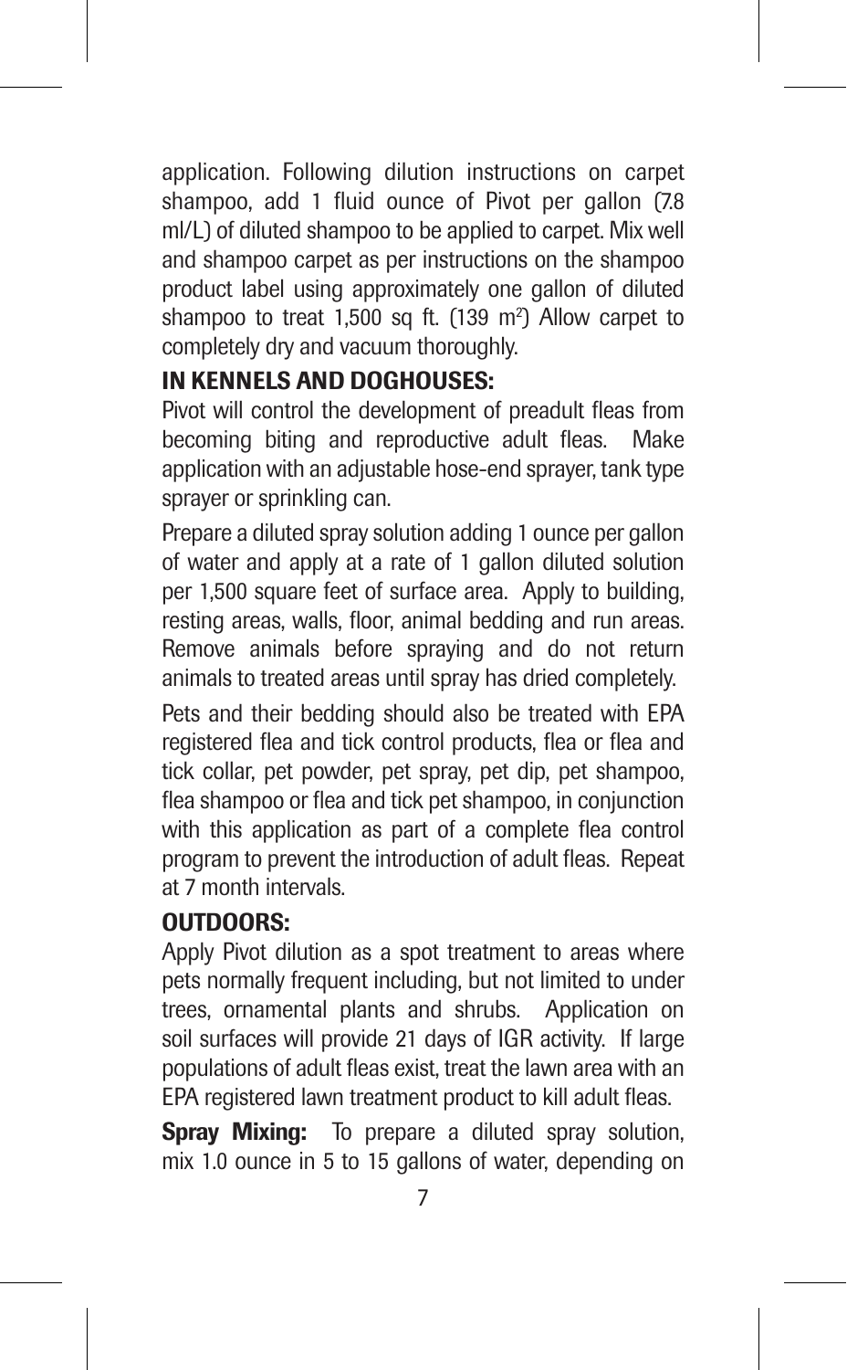application. Following dilution instructions on carpet shampoo, add 1 fluid ounce of Pivot per gallon (7.8 ml/L) of diluted shampoo to be applied to carpet. Mix well and shampoo carpet as per instructions on the shampoo product label using approximately one gallon of diluted shampoo to treat 1,500 sq ft. (139 $m^2$) Allow carpet to completely dry and vacuum thoroughly.

**IN KENNELS AND DOGHOUSES:**

Pivot will control the development of preadult fleas from becoming biting and reproductive adult fleas. Make application with an adjustable hose-end sprayer, tank type sprayer or sprinkling can.

Prepare a diluted spray solution adding 1 ounce per gallon of water and apply at a rate of 1 gallon diluted solution per 1,500 square feet of surface area. Apply to building, resting areas, walls, floor, animal bedding and run areas. Remove animals before spraying and do not return animals to treated areas until spray has dried completely.

Pets and their bedding should also be treated with EPA registered flea and tick control products, flea or flea and tick collar, pet powder, pet spray, pet dip, pet shampoo, flea shampoo or flea and tick pet shampoo, in conjunction with this application as part of a complete flea control program to prevent the introduction of adult fleas. Repeat at 7 month intervals.

**OUTDOORS:**

Apply Pivot dilution as a spot treatment to areas where pets normally frequent including, but not limited to under trees, ornamental plants and shrubs. Application on soil surfaces will provide 21 days of IGR activity. If large populations of adult fleas exist, treat the lawn area with an EPA registered lawn treatment product to kill adult fleas.

**Spray Mixing:** To prepare a diluted spray solution, mix 1.0 ounce in 5 to 15 gallons of water, depending on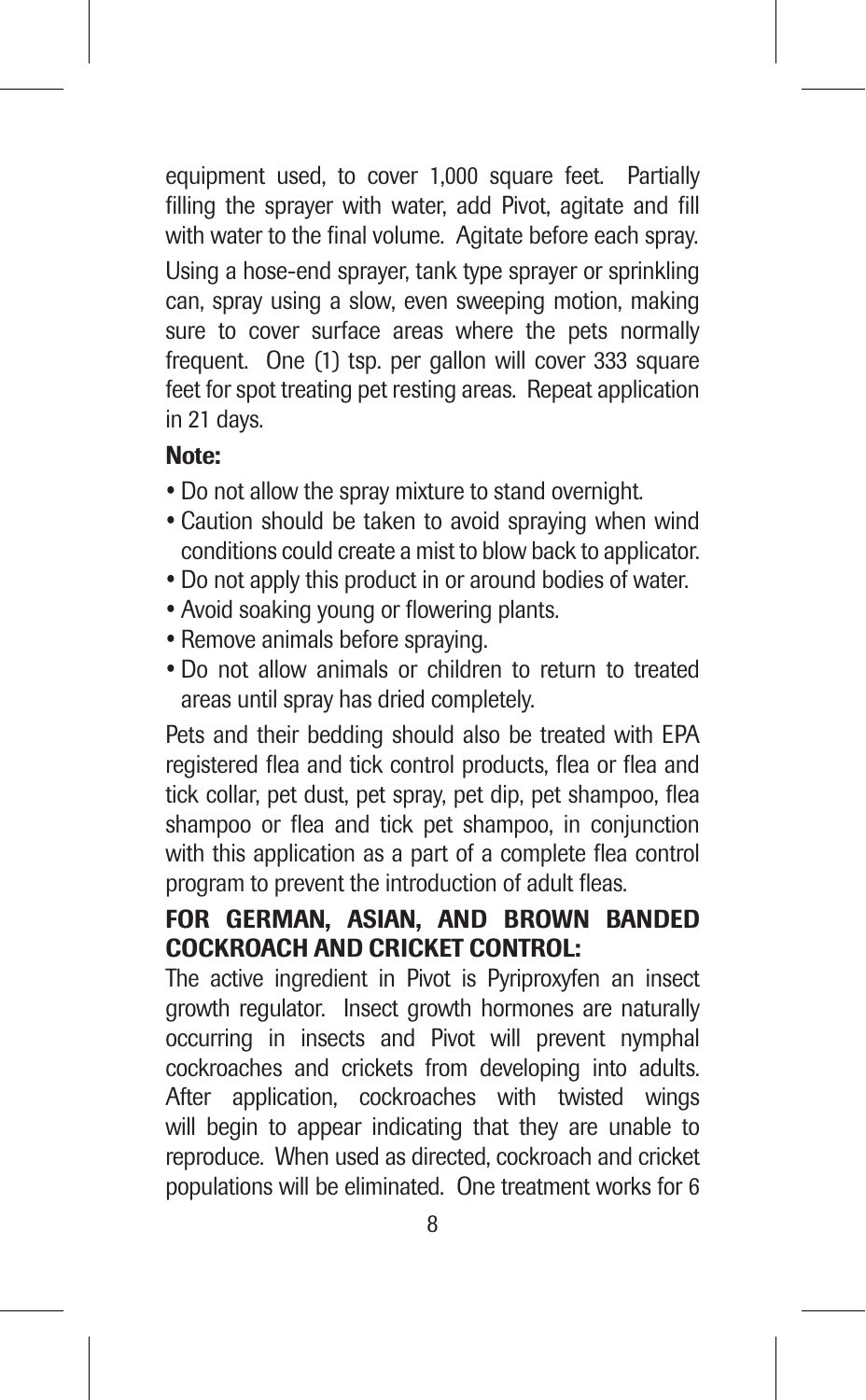equipment used, to cover 1,000 square feet. Partially filling the sprayer with water, add Pivot, agitate and fill with water to the final volume. Agitate before each spray.

Using a hose-end sprayer, tank type sprayer or sprinkling can, spray using a slow, even sweeping motion, making sure to cover surface areas where the pets normally frequent. One (1) tsp. per gallon will cover 333 square feet for spot treating pet resting areas. Repeat application in 21 days.

**Note:**

- Do not allow the spray mixture to stand overnight.
- Caution should be taken to avoid spraying when wind conditions could create a mist to blow back to applicator.
- Do not apply this product in or around bodies of water.
- Avoid soaking young or flowering plants.
- Remove animals before spraying.
- Do not allow animals or children to return to treated areas until spray has dried completely.

Pets and their bedding should also be treated with EPA registered flea and tick control products, flea or flea and tick collar, pet dust, pet spray, pet dip, pet shampoo, flea shampoo or flea and tick pet shampoo, in conjunction with this application as a part of a complete flea control program to prevent the introduction of adult fleas.

**FOR GERMAN, ASIAN, AND BROWN BANDED COCKROACH AND CRICKET CONTROL:**

The active ingredient in Pivot is Pyriproxyfen an insect growth regulator. Insect growth hormones are naturally occurring in insects and Pivot will prevent nymphal cockroaches and crickets from developing into adults. After application, cockroaches with twisted wings will begin to appear indicating that they are unable to reproduce. When used as directed, cockroach and cricket populations will be eliminated. One treatment works for 6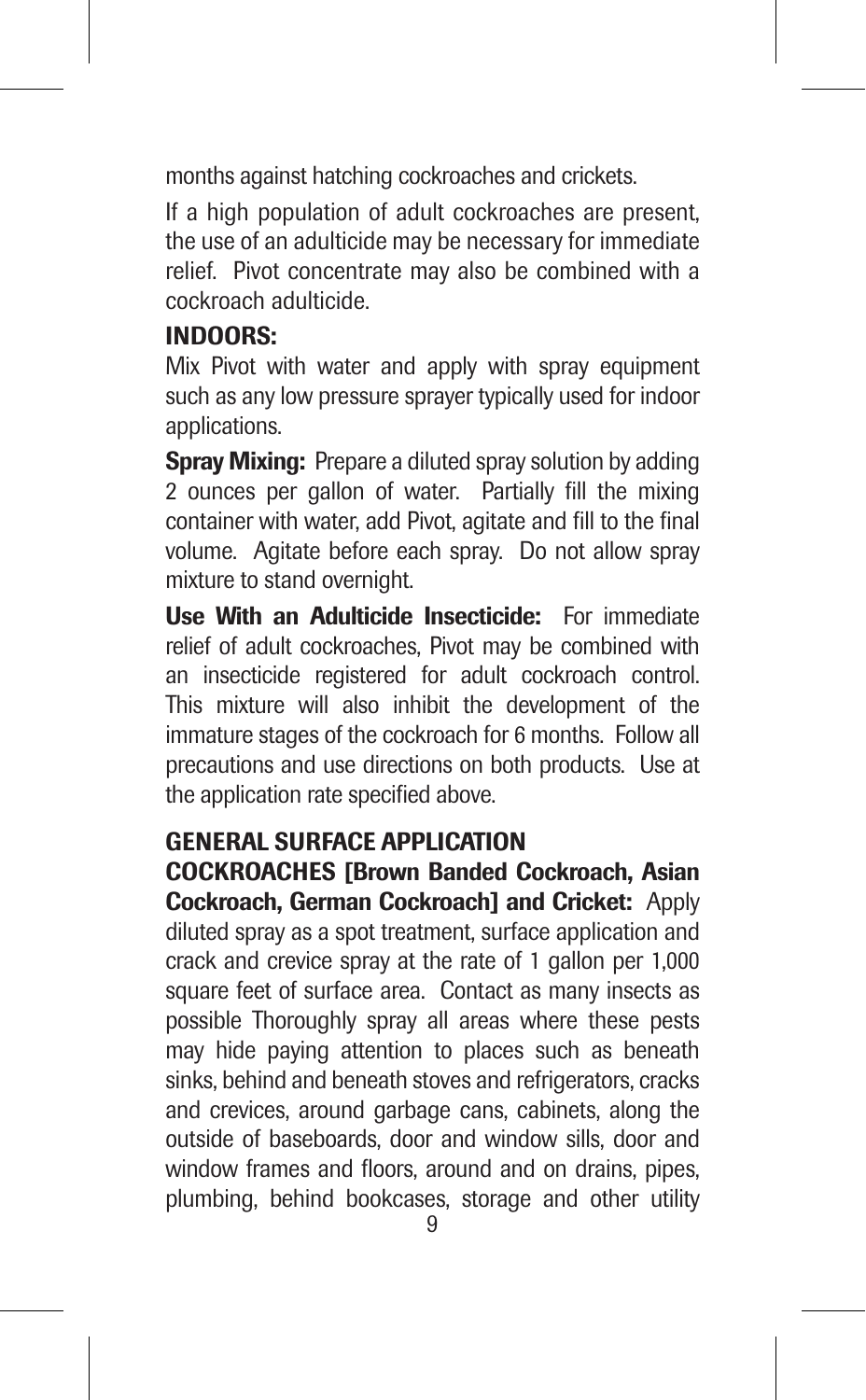months against hatching cockroaches and crickets.

If a high population of adult cockroaches are present, the use of an adulticide may be necessary for immediate relief. Pivot concentrate may also be combined with a cockroach adulticide.

### INDOORS:

Mix Pivot with water and apply with spray equipment such as any low pressure sprayer typically used for indoor applications.

**Spray Mixing:** Prepare a diluted spray solution by adding 2 ounces per gallon of water. Partially fill the mixing container with water, add Pivot, agitate and fill to the final volume. Agitate before each spray. Do not allow spray mixture to stand overnight.

**Use With an Adulticide Insecticide:** For immediate relief of adult cockroaches, Pivot may be combined with an insecticide registered for adult cockroach control. This mixture will also inhibit the development of the immature stages of the cockroach for 6 months. Follow all precautions and use directions on both products. Use at the application rate specified above.

### GENERAL SURFACE APPLICATION

**COCKROACHES [Brown Banded Cockroach, Asian Cockroach, German Cockroach] and Cricket:** Apply diluted spray as a spot treatment, surface application and crack and crevice spray at the rate of 1 gallon per 1,000 square feet of surface area. Contact as many insects as possible Thoroughly spray all areas where these pests may hide paying attention to places such as beneath sinks, behind and beneath stoves and refrigerators, cracks and crevices, around garbage cans, cabinets, along the outside of baseboards, door and window sills, door and window frames and floors, around and on drains, pipes, plumbing, behind bookcases, storage and other utility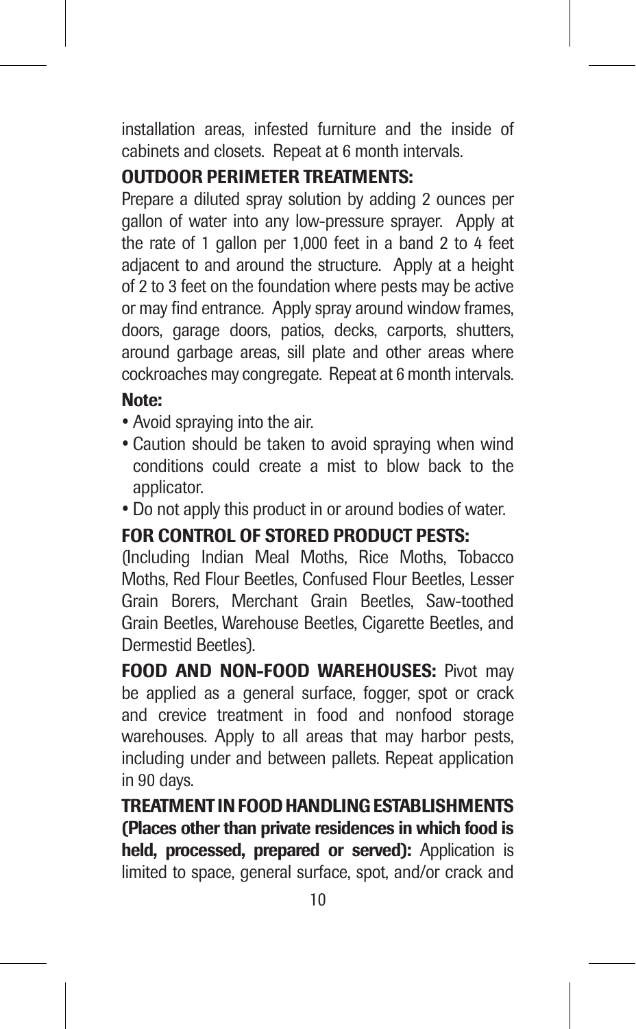installation areas, infested furniture and the inside of cabinets and closets. Repeat at 6 month intervals.

**OUTDOOR PERIMETER TREATMENTS:**

Prepare a diluted spray solution by adding 2 ounces per gallon of water into any low-pressure sprayer. Apply at the rate of 1 gallon per 1,000 feet in a band 2 to 4 feet adjacent to and around the structure. Apply at a height of 2 to 3 feet on the foundation where pests may be active or may find entrance. Apply spray around window frames, doors, garage doors, patios, decks, carports, shutters, around garbage areas, sill plate and other areas where cockroaches may congregate. Repeat at 6 month intervals.

**Note:**

- Avoid spraying into the air.
- Caution should be taken to avoid spraying when wind conditions could create a mist to blow back to the applicator.
- Do not apply this product in or around bodies of water.

**FOR CONTROL OF STORED PRODUCT PESTS:**

(Including Indian Meal Moths, Rice Moths, Tobacco Moths, Red Flour Beetles, Confused Flour Beetles, Lesser Grain Borers, Merchant Grain Beetles, Saw-toothed Grain Beetles, Warehouse Beetles, Cigarette Beetles, and Dermestid Beetles).

**FOOD AND NON-FOOD WAREHOUSES:** Pivot may be applied as a general surface, fogger, spot or crack and crevice treatment in food and nonfood storage warehouses. Apply to all areas that may harbor pests, including under and between pallets. Repeat application in 90 days.

**TREATMENT IN FOOD HANDLING ESTABLISHMENTS (Places other than private residences in which food is held, processed, prepared or served):** Application is limited to space, general surface, spot, and/or crack and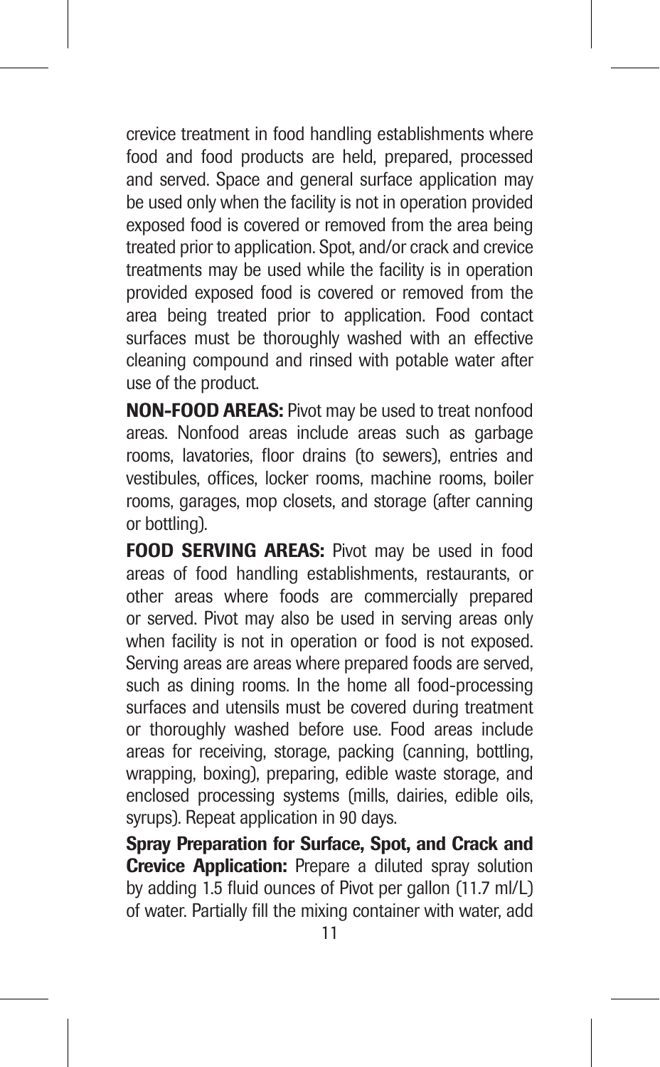crevice treatment in food handling establishments where food and food products are held, prepared, processed and served. Space and general surface application may be used only when the facility is not in operation provided exposed food is covered or removed from the area being treated prior to application. Spot, and/or crack and crevice treatments may be used while the facility is in operation provided exposed food is covered or removed from the area being treated prior to application. Food contact surfaces must be thoroughly washed with an effective cleaning compound and rinsed with potable water after use of the product.

**NON-FOOD AREAS:** Pivot may be used to treat nonfood areas. Nonfood areas include areas such as garbage rooms, lavatories, floor drains (to sewers), entries and vestibules, offices, locker rooms, machine rooms, boiler rooms, garages, mop closets, and storage (after canning or bottling).

**FOOD SERVING AREAS:** Pivot may be used in food areas of food handling establishments, restaurants, or other areas where foods are commercially prepared or served. Pivot may also be used in serving areas only when facility is not in operation or food is not exposed. Serving areas are areas where prepared foods are served, such as dining rooms. In the home all food-processing surfaces and utensils must be covered during treatment or thoroughly washed before use. Food areas include areas for receiving, storage, packing (canning, bottling, wrapping, boxing), preparing, edible waste storage, and enclosed processing systems (mills, dairies, edible oils, syrups). Repeat application in 90 days.

**Spray Preparation for Surface, Spot, and Crack and Crevice Application:** Prepare a diluted spray solution by adding 1.5 fluid ounces of Pivot per gallon (11.7 ml/L) of water. Partially fill the mixing container with water, add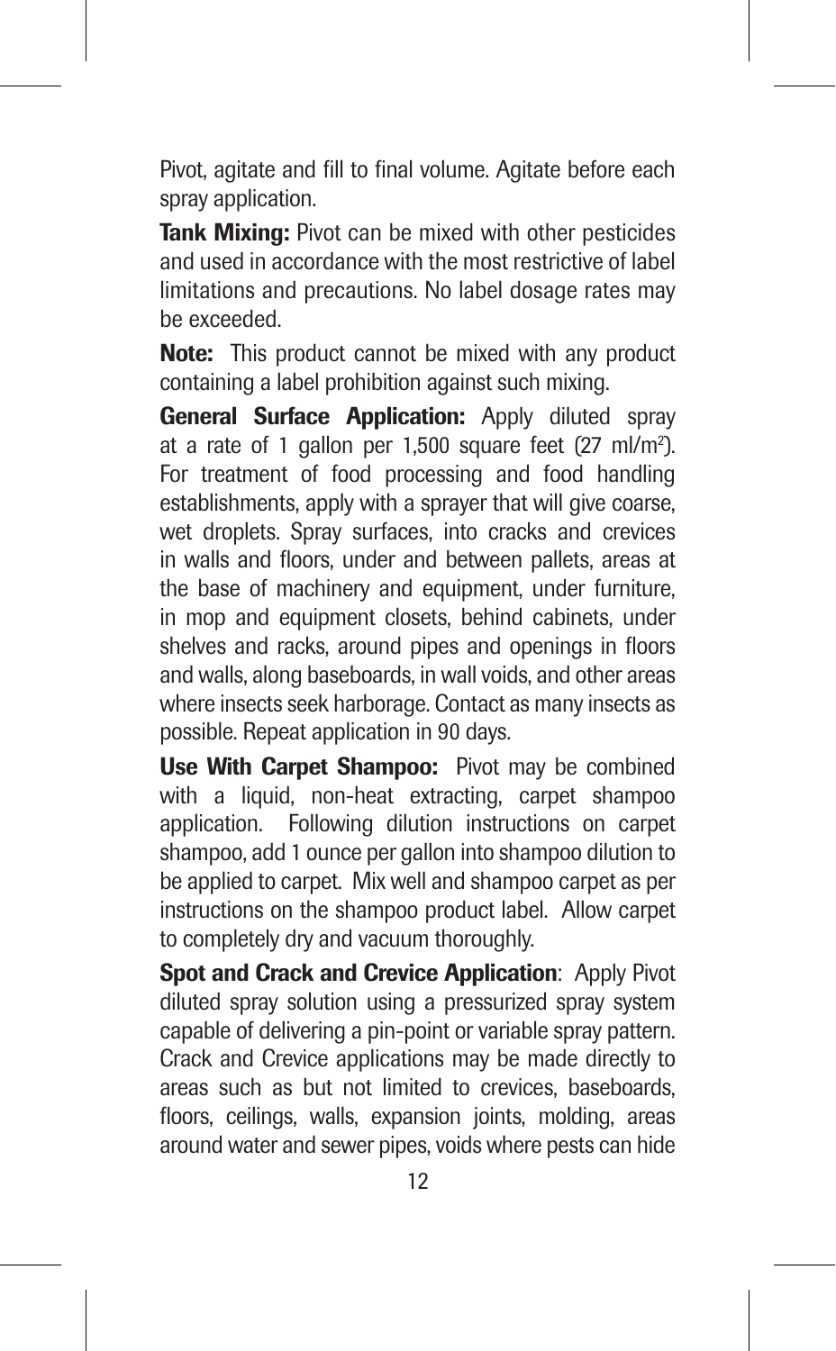Pivot, agitate and fill to final volume. Agitate before each spray application.

**Tank Mixing:** Pivot can be mixed with other pesticides and used in accordance with the most restrictive of label limitations and precautions. No label dosage rates may be exceeded.

**Note:** This product cannot be mixed with any product containing a label prohibition against such mixing.

**General Surface Application:** Apply diluted spray at a rate of 1 gallon per 1,500 square feet (27 ml/m$^2$). For treatment of food processing and food handling establishments, apply with a sprayer that will give coarse, wet droplets. Spray surfaces, into cracks and crevices in walls and floors, under and between pallets, areas at the base of machinery and equipment, under furniture, in mop and equipment closets, behind cabinets, under shelves and racks, around pipes and openings in floors and walls, along baseboards, in wall voids, and other areas where insects seek harborage. Contact as many insects as possible. Repeat application in 90 days.

**Use With Carpet Shampoo:** Pivot may be combined with a liquid, non-heat extracting, carpet shampoo application. Following dilution instructions on carpet shampoo, add 1 ounce per gallon into shampoo dilution to be applied to carpet. Mix well and shampoo carpet as per instructions on the shampoo product label. Allow carpet to completely dry and vacuum thoroughly.

**Spot and Crack and Crevice Application**: Apply Pivot diluted spray solution using a pressurized spray system capable of delivering a pin-point or variable spray pattern. Crack and Crevice applications may be made directly to areas such as but not limited to crevices, baseboards, floors, ceilings, walls, expansion joints, molding, areas around water and sewer pipes, voids where pests can hide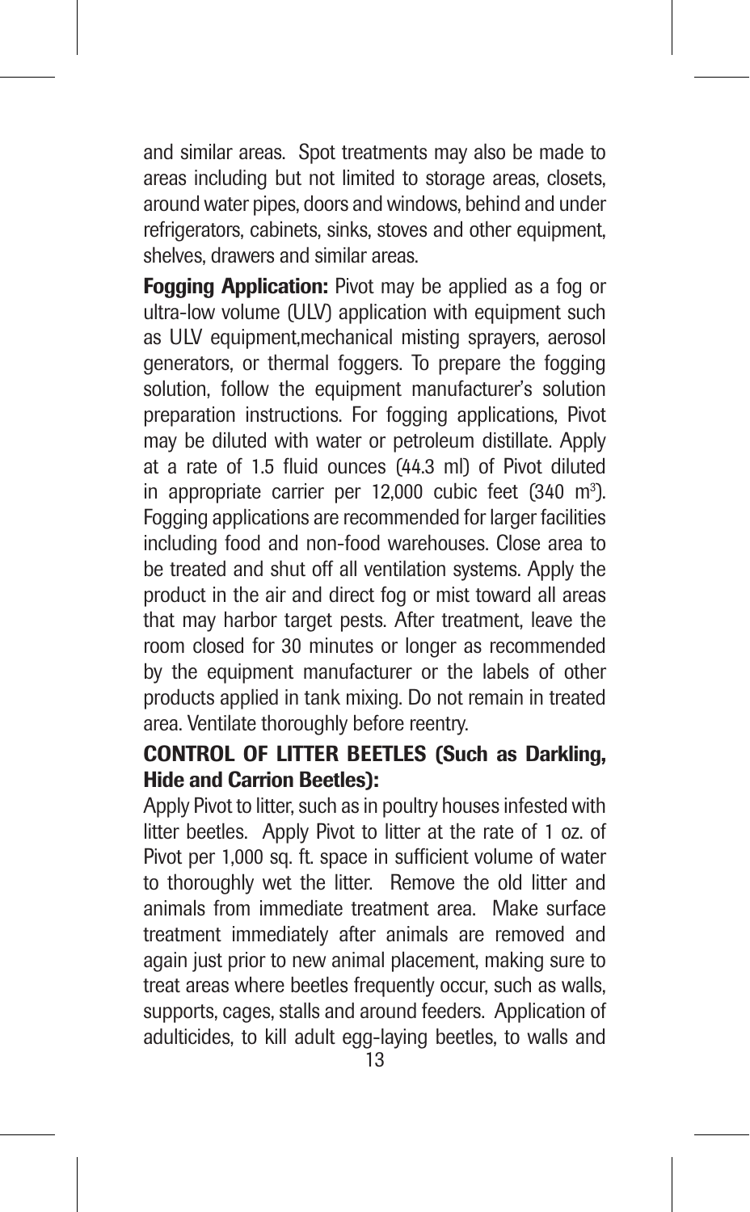and similar areas. Spot treatments may also be made to areas including but not limited to storage areas, closets, around water pipes, doors and windows, behind and under refrigerators, cabinets, sinks, stoves and other equipment, shelves, drawers and similar areas.

**Fogging Application:** Pivot may be applied as a fog or ultra-low volume (ULV) application with equipment such as ULV equipment,mechanical misting sprayers, aerosol generators, or thermal foggers. To prepare the fogging solution, follow the equipment manufacturer's solution preparation instructions. For fogging applications, Pivot may be diluted with water or petroleum distillate. Apply at a rate of 1.5 fluid ounces (44.3 ml) of Pivot diluted in appropriate carrier per 12,000 cubic feet (340 $m^3$). Fogging applications are recommended for larger facilities including food and non-food warehouses. Close area to be treated and shut off all ventilation systems. Apply the product in the air and direct fog or mist toward all areas that may harbor target pests. After treatment, leave the room closed for 30 minutes or longer as recommended by the equipment manufacturer or the labels of other products applied in tank mixing. Do not remain in treated area. Ventilate thoroughly before reentry.

**CONTROL OF LITTER BEETLES (Such as Darkling, Hide and Carrion Beetles):**

Apply Pivot to litter, such as in poultry houses infested with litter beetles. Apply Pivot to litter at the rate of 1 oz. of Pivot per 1,000 sq. ft. space in sufficient volume of water to thoroughly wet the litter. Remove the old litter and animals from immediate treatment area. Make surface treatment immediately after animals are removed and again just prior to new animal placement, making sure to treat areas where beetles frequently occur, such as walls, supports, cages, stalls and around feeders. Application of adulticides, to kill adult egg-laying beetles, to walls and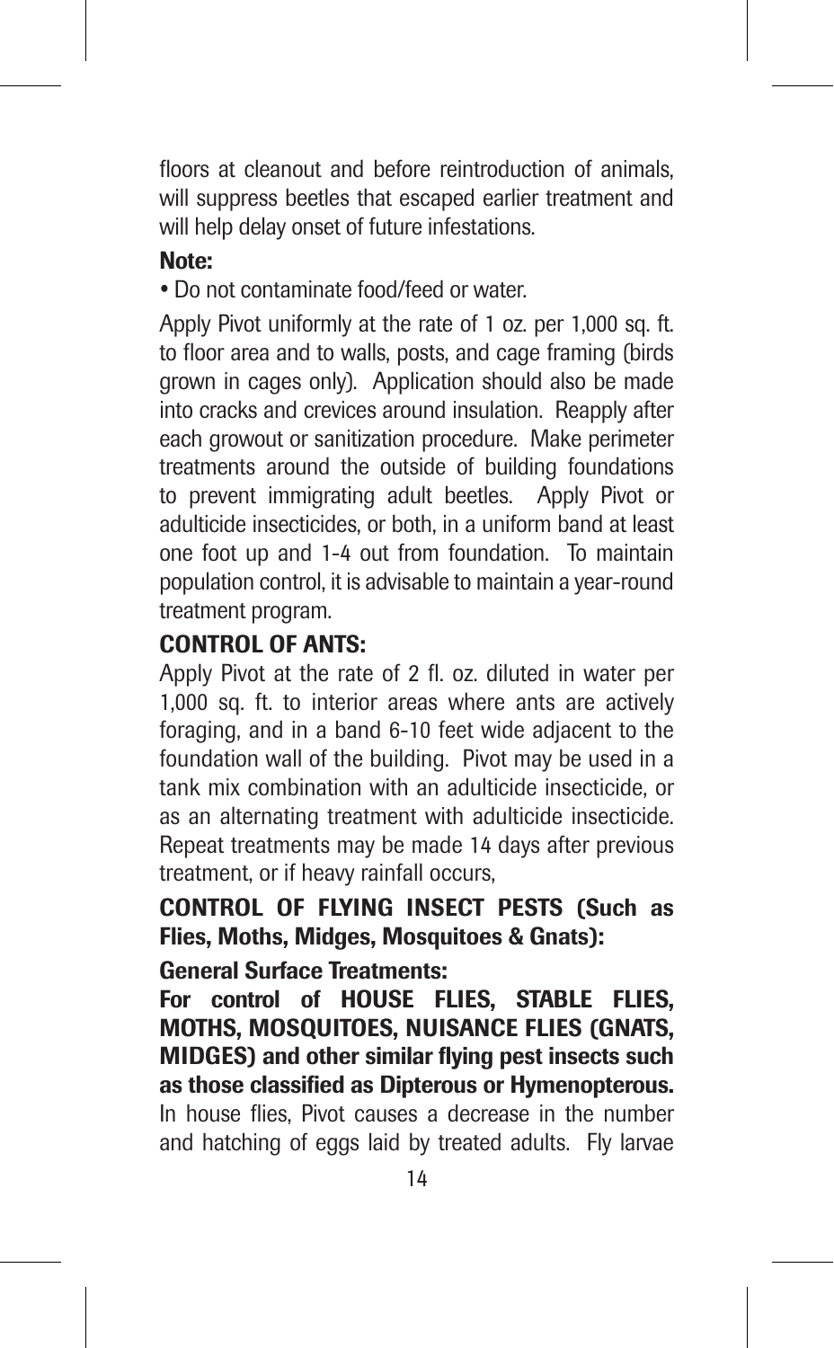floors at cleanout and before reintroduction of animals, will suppress beetles that escaped earlier treatment and will help delay onset of future infestations.

**Note:**

- Do not contaminate food/feed or water.

Apply Pivot uniformly at the rate of 1 oz. per 1,000 sq. ft. to floor area and to walls, posts, and cage framing (birds grown in cages only). Application should also be made into cracks and crevices around insulation. Reapply after each growout or sanitization procedure. Make perimeter treatments around the outside of building foundations to prevent immigrating adult beetles. Apply Pivot or adulticide insecticides, or both, in a uniform band at least one foot up and 1-4 out from foundation. To maintain population control, it is advisable to maintain a year-round treatment program.

**CONTROL OF ANTS:**

Apply Pivot at the rate of 2 fl. oz. diluted in water per 1,000 sq. ft. to interior areas where ants are actively foraging, and in a band 6-10 feet wide adjacent to the foundation wall of the building. Pivot may be used in a tank mix combination with an adulticide insecticide, or as an alternating treatment with adulticide insecticide. Repeat treatments may be made 14 days after previous treatment, or if heavy rainfall occurs,

**CONTROL OF FLYING INSECT PESTS (Such as Flies, Moths, Midges, Mosquitoes & Gnats):**

**General Surface Treatments:**

**For control of HOUSE FLIES, STABLE FLIES, MOTHS, MOSQUITOES, NUISANCE FLIES (GNATS, MIDGES) and other similar flying pest insects such as those classified as Dipterous or Hymenopterous.** In house flies, Pivot causes a decrease in the number and hatching of eggs laid by treated adults. Fly larvae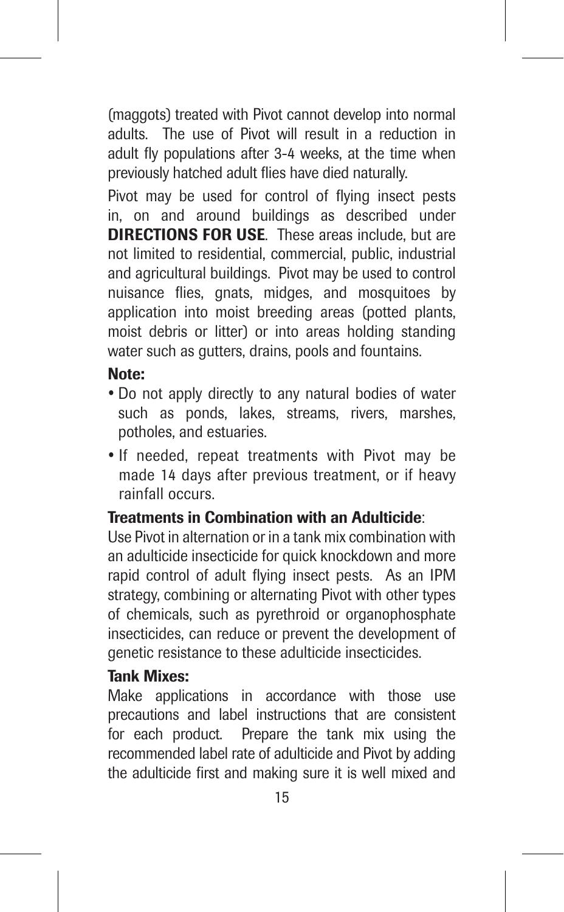(maggots) treated with Pivot cannot develop into normal adults. The use of Pivot will result in a reduction in adult fly populations after 3-4 weeks, at the time when previously hatched adult flies have died naturally.

Pivot may be used for control of flying insect pests in, on and around buildings as described under **DIRECTIONS FOR USE**. These areas include, but are not limited to residential, commercial, public, industrial and agricultural buildings. Pivot may be used to control nuisance flies, gnats, midges, and mosquitoes by application into moist breeding areas (potted plants, moist debris or litter) or into areas holding standing water such as gutters, drains, pools and fountains.

**Note:**

- Do not apply directly to any natural bodies of water such as ponds, lakes, streams, rivers, marshes, potholes, and estuaries.
- If needed, repeat treatments with Pivot may be made 14 days after previous treatment, or if heavy rainfall occurs.

**Treatments in Combination with an Adulticide**:

Use Pivot in alternation or in a tank mix combination with an adulticide insecticide for quick knockdown and more rapid control of adult flying insect pests. As an IPM strategy, combining or alternating Pivot with other types of chemicals, such as pyrethroid or organophosphate insecticides, can reduce or prevent the development of genetic resistance to these adulticide insecticides.

**Tank Mixes:**

Make applications in accordance with those use precautions and label instructions that are consistent for each product. Prepare the tank mix using the recommended label rate of adulticide and Pivot by adding the adulticide first and making sure it is well mixed and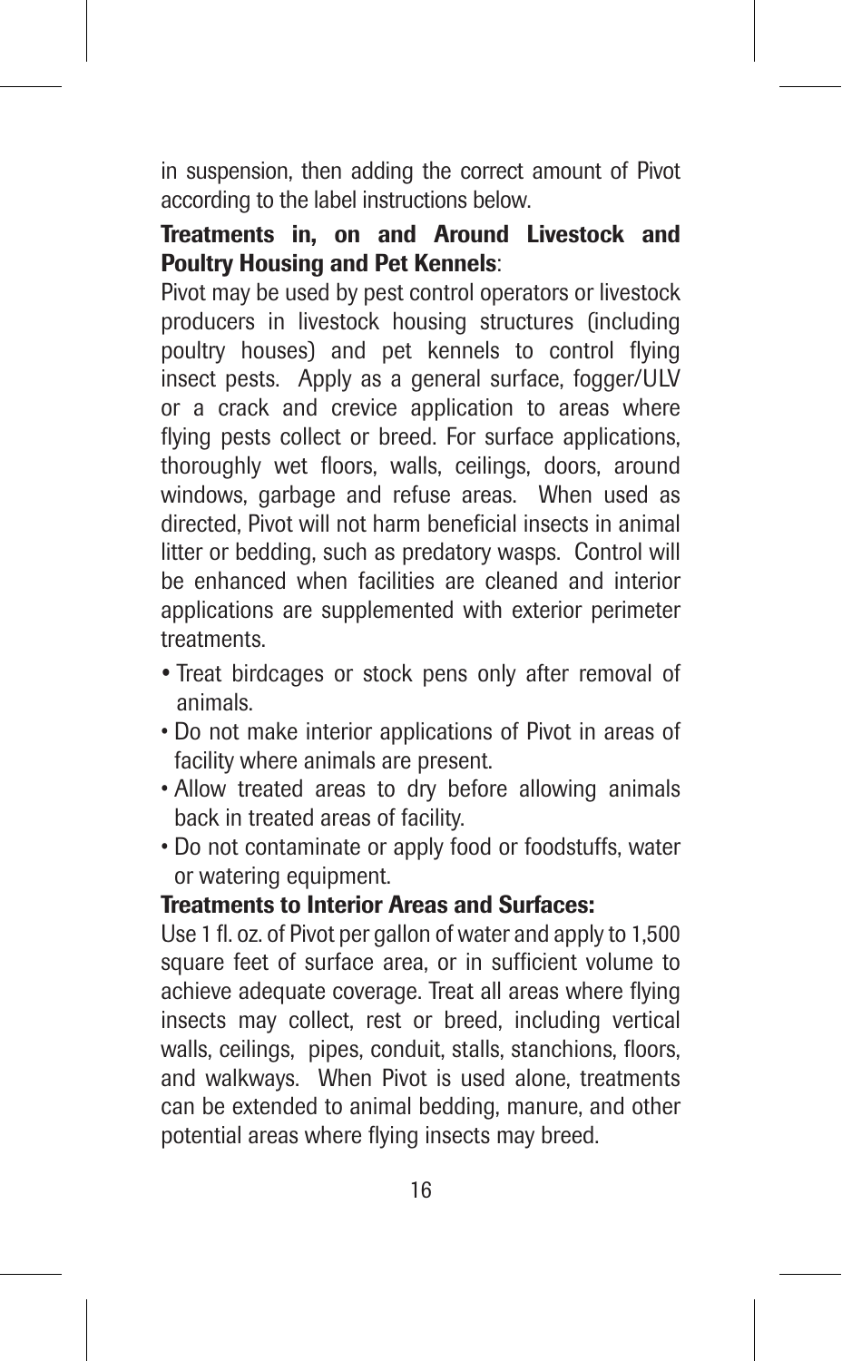in suspension, then adding the correct amount of Pivot according to the label instructions below.

**Treatments in, on and Around Livestock and Poultry Housing and Pet Kennels**:

Pivot may be used by pest control operators or livestock producers in livestock housing structures (including poultry houses) and pet kennels to control flying insect pests. Apply as a general surface, fogger/ULV or a crack and crevice application to areas where flying pests collect or breed. For surface applications, thoroughly wet floors, walls, ceilings, doors, around windows, garbage and refuse areas. When used as directed, Pivot will not harm beneficial insects in animal litter or bedding, such as predatory wasps. Control will be enhanced when facilities are cleaned and interior applications are supplemented with exterior perimeter treatments.

- Treat birdcages or stock pens only after removal of animals.
- Do not make interior applications of Pivot in areas of facility where animals are present.
- Allow treated areas to dry before allowing animals back in treated areas of facility.
- Do not contaminate or apply food or foodstuffs, water or watering equipment.

**Treatments to Interior Areas and Surfaces:**

Use 1 fl. oz. of Pivot per gallon of water and apply to 1,500 square feet of surface area, or in sufficient volume to achieve adequate coverage. Treat all areas where flying insects may collect, rest or breed, including vertical walls, ceilings, pipes, conduit, stalls, stanchions, floors, and walkways. When Pivot is used alone, treatments can be extended to animal bedding, manure, and other potential areas where flying insects may breed.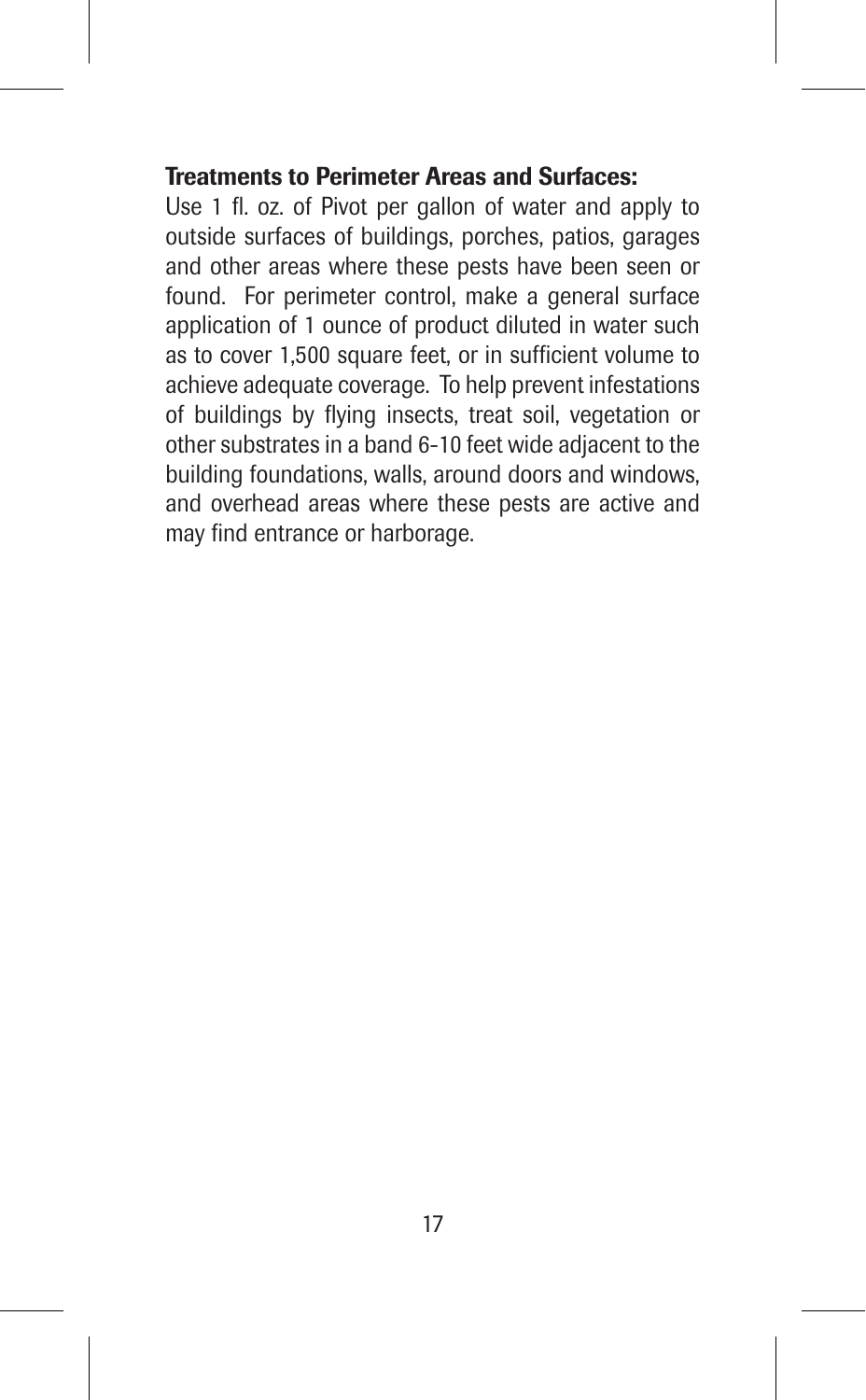**Treatments to Perimeter Areas and Surfaces:**
Use 1 fl. oz. of Pivot per gallon of water and apply to outside surfaces of buildings, porches, patios, garages and other areas where these pests have been seen or found. For perimeter control, make a general surface application of 1 ounce of product diluted in water such as to cover 1,500 square feet, or in sufficient volume to achieve adequate coverage. To help prevent infestations of buildings by flying insects, treat soil, vegetation or other substrates in a band 6-10 feet wide adjacent to the building foundations, walls, around doors and windows, and overhead areas where these pests are active and may find entrance or harborage.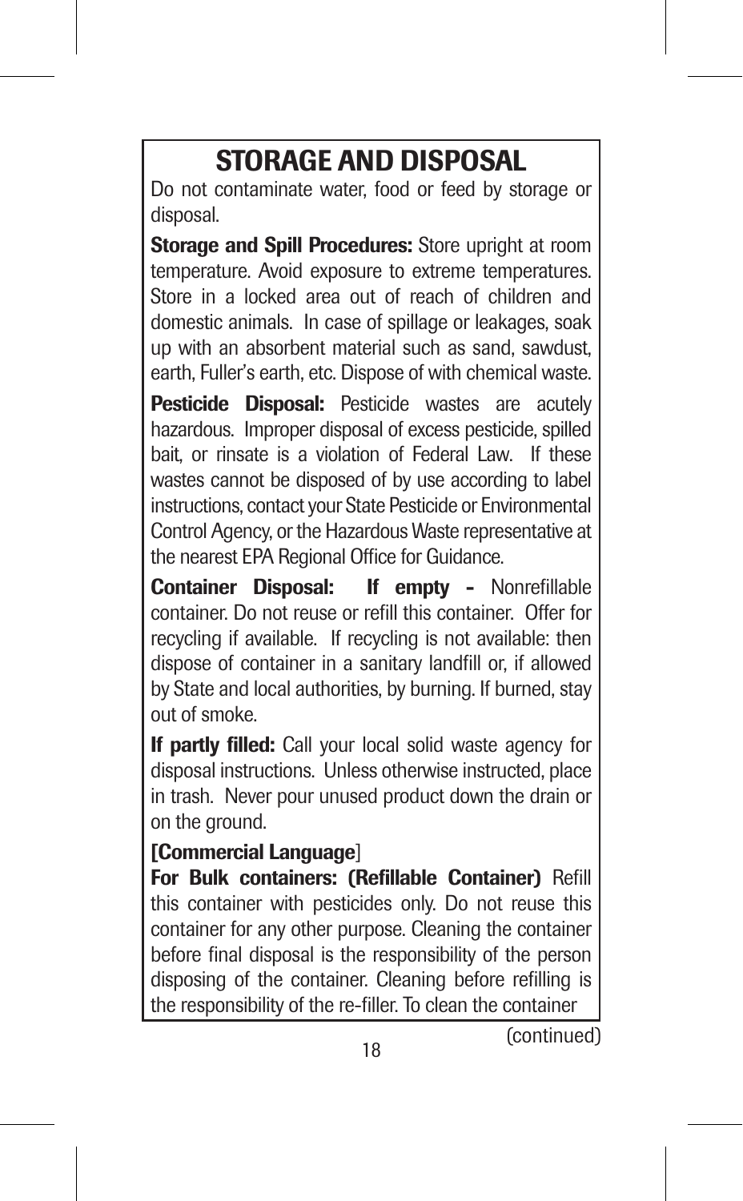# STORAGE AND DISPOSAL

Do not contaminate water, food or feed by storage or disposal.

**Storage and Spill Procedures:** Store upright at room temperature. Avoid exposure to extreme temperatures. Store in a locked area out of reach of children and domestic animals. In case of spillage or leakages, soak up with an absorbent material such as sand, sawdust, earth, Fuller's earth, etc. Dispose of with chemical waste.

**Pesticide Disposal:** Pesticide wastes are acutely hazardous. Improper disposal of excess pesticide, spilled bait, or rinsate is a violation of Federal Law. If these wastes cannot be disposed of by use according to label instructions, contact your State Pesticide or Environmental Control Agency, or the Hazardous Waste representative at the nearest EPA Regional Office for Guidance.

**Container Disposal: If empty -** Nonrefillable container. Do not reuse or refill this container. Offer for recycling if available. If recycling is not available: then dispose of container in a sanitary landfill or, if allowed by State and local authorities, by burning. If burned, stay out of smoke.

**If partly filled:** Call your local solid waste agency for disposal instructions. Unless otherwise instructed, place in trash. Never pour unused product down the drain or on the ground.

**[Commercial Language**]

**For Bulk containers: (Refillable Container)** Refill this container with pesticides only. Do not reuse this container for any other purpose. Cleaning the container before final disposal is the responsibility of the person disposing of the container. Cleaning before refilling is the responsibility of the re-filler. To clean the container

(continued)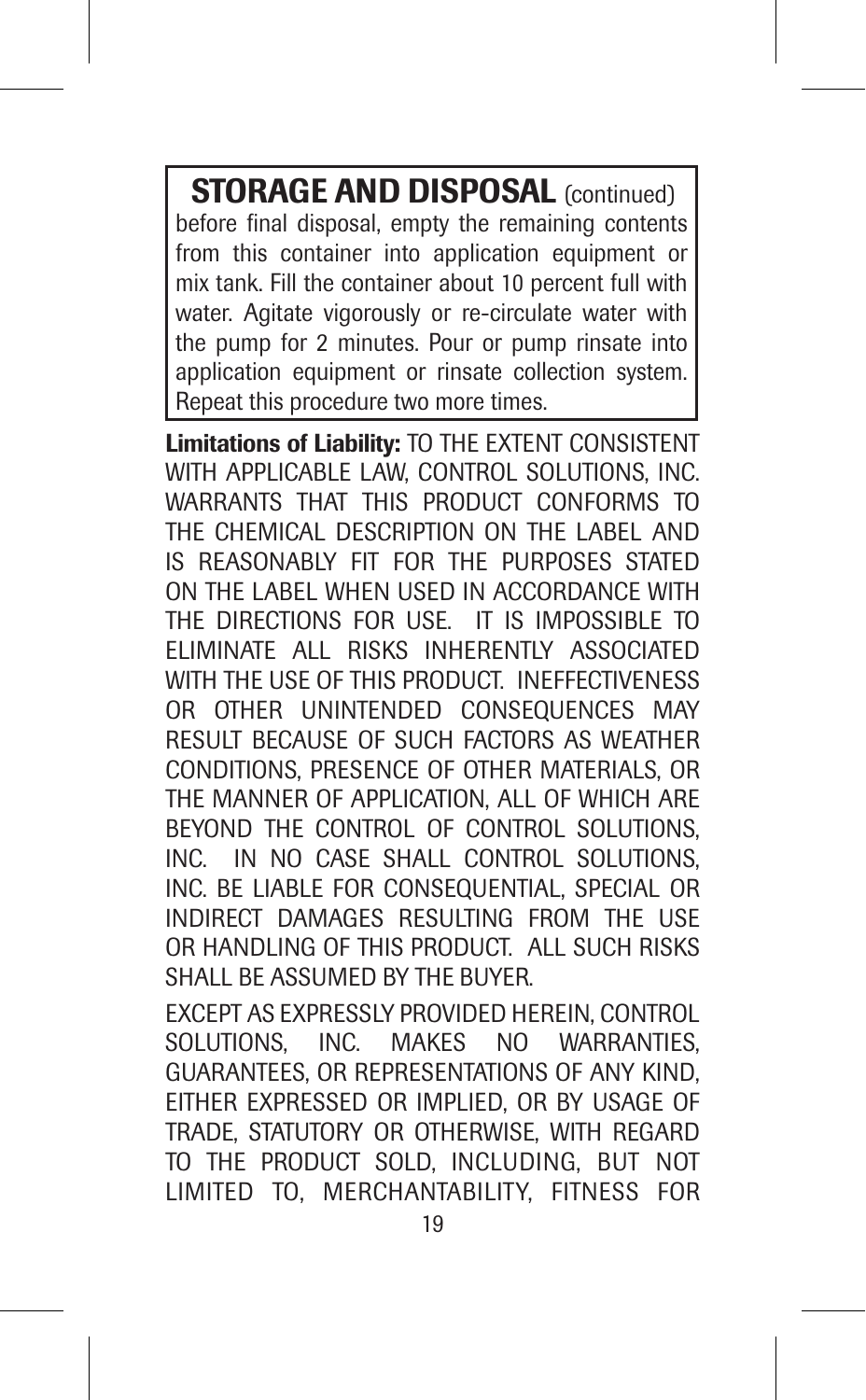## STORAGE AND DISPOSAL (continued)

before final disposal, empty the remaining contents from this container into application equipment or mix tank. Fill the container about 10 percent full with water. Agitate vigorously or re-circulate water with the pump for 2 minutes. Pour or pump rinsate into application equipment or rinsate collection system. Repeat this procedure two more times.

**Limitations of Liability:** TO THE EXTENT CONSISTENT WITH APPLICABLE LAW, CONTROL SOLUTIONS, INC. WARRANTS THAT THIS PRODUCT CONFORMS TO THE CHEMICAL DESCRIPTION ON THE LABEL AND IS REASONABLY FIT FOR THE PURPOSES STATED ON THE LABEL WHEN USED IN ACCORDANCE WITH THE DIRECTIONS FOR USE. IT IS IMPOSSIBLE TO ELIMINATE ALL RISKS INHERENTLY ASSOCIATED WITH THE USE OF THIS PRODUCT. INEFFECTIVENESS OR OTHER UNINTENDED CONSEQUENCES MAY RESULT BECAUSE OF SUCH FACTORS AS WEATHER CONDITIONS, PRESENCE OF OTHER MATERIALS, OR THE MANNER OF APPLICATION, ALL OF WHICH ARE BEYOND THE CONTROL OF CONTROL SOLUTIONS, INC. IN NO CASE SHALL CONTROL SOLUTIONS, INC. BE LIABLE FOR CONSEQUENTIAL, SPECIAL OR INDIRECT DAMAGES RESULTING FROM THE USE OR HANDLING OF THIS PRODUCT. ALL SUCH RISKS SHALL BE ASSUMED BY THE BUYER.

EXCEPT AS EXPRESSLY PROVIDED HEREIN, CONTROL SOLUTIONS, INC. MAKES NO WARRANTIES, GUARANTEES, OR REPRESENTATIONS OF ANY KIND, EITHER EXPRESSED OR IMPLIED, OR BY USAGE OF TRADE, STATUTORY OR OTHERWISE, WITH REGARD TO THE PRODUCT SOLD, INCLUDING, BUT NOT LIMITED TO, MERCHANTABILITY, FITNESS FOR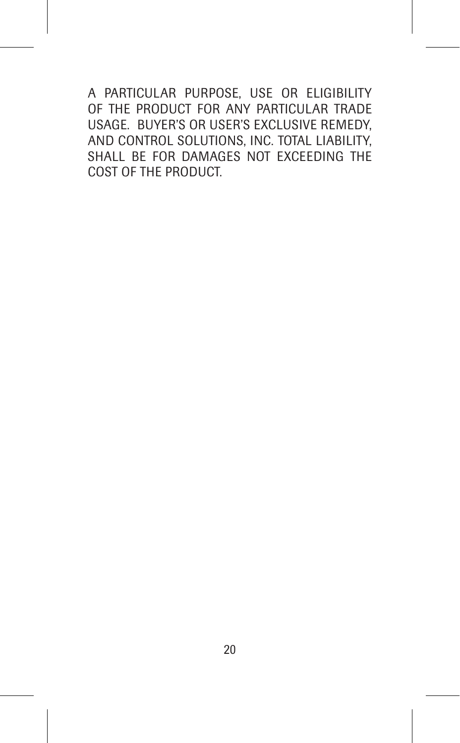A PARTICULAR PURPOSE, USE OR ELIGIBILITY OF THE PRODUCT FOR ANY PARTICULAR TRADE USAGE. BUYER'S OR USER'S EXCLUSIVE REMEDY, AND CONTROL SOLUTIONS, INC. TOTAL LIABILITY, SHALL BE FOR DAMAGES NOT EXCEEDING THE COST OF THE PRODUCT.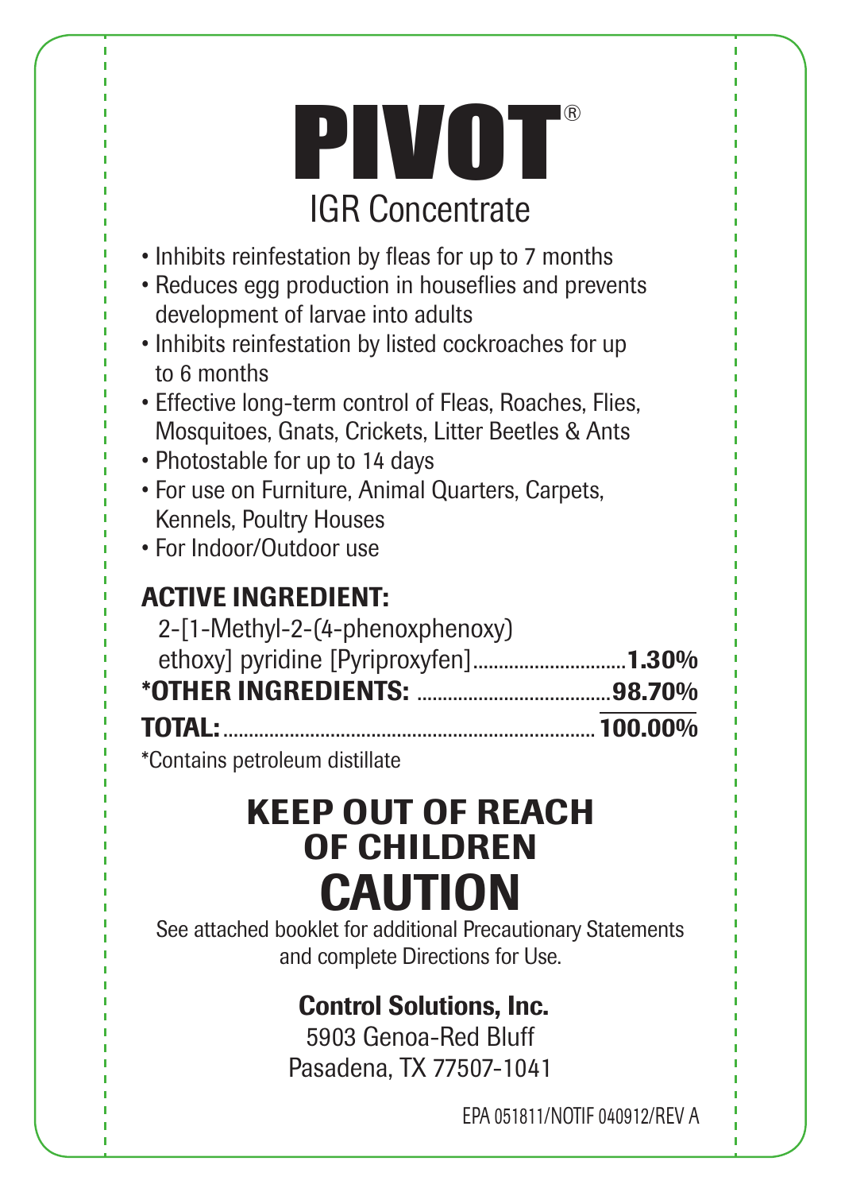# PIVOT®

## IGR Concentrate

- Inhibits reinfestation by fleas for up to 7 months
- Reduces egg production in houseflies and prevents development of larvae into adults
- Inhibits reinfestation by listed cockroaches for up to 6 months
- Effective long-term control of Fleas, Roaches, Flies, Mosquitoes, Gnats, Crickets, Litter Beetles & Ants
- Photostable for up to 14 days
- For use on Furniture, Animal Quarters, Carpets, Kennels, Poultry Houses
- For Indoor/Outdoor use

**ACTIVE INGREDIENT:**

2-[1-Methyl-2-(4-phenoxphenoxy) ethoxy] pyridine [Pyriproxyfen] .............................. **1.30%**

***OTHER INGREDIENTS:** ..................................... **98.70%**

**TOTAL:** ......................................................................... **100.00%**

*Contains petroleum distillate

## KEEP OUT OF REACH OF CHILDREN

# CAUTION

See attached booklet for additional Precautionary Statements and complete Directions for Use.

**Control Solutions, Inc.**
5903 Genoa-Red Bluff
Pasadena, TX 77507-1041

EPA 051811/NOTIF 040912/REV A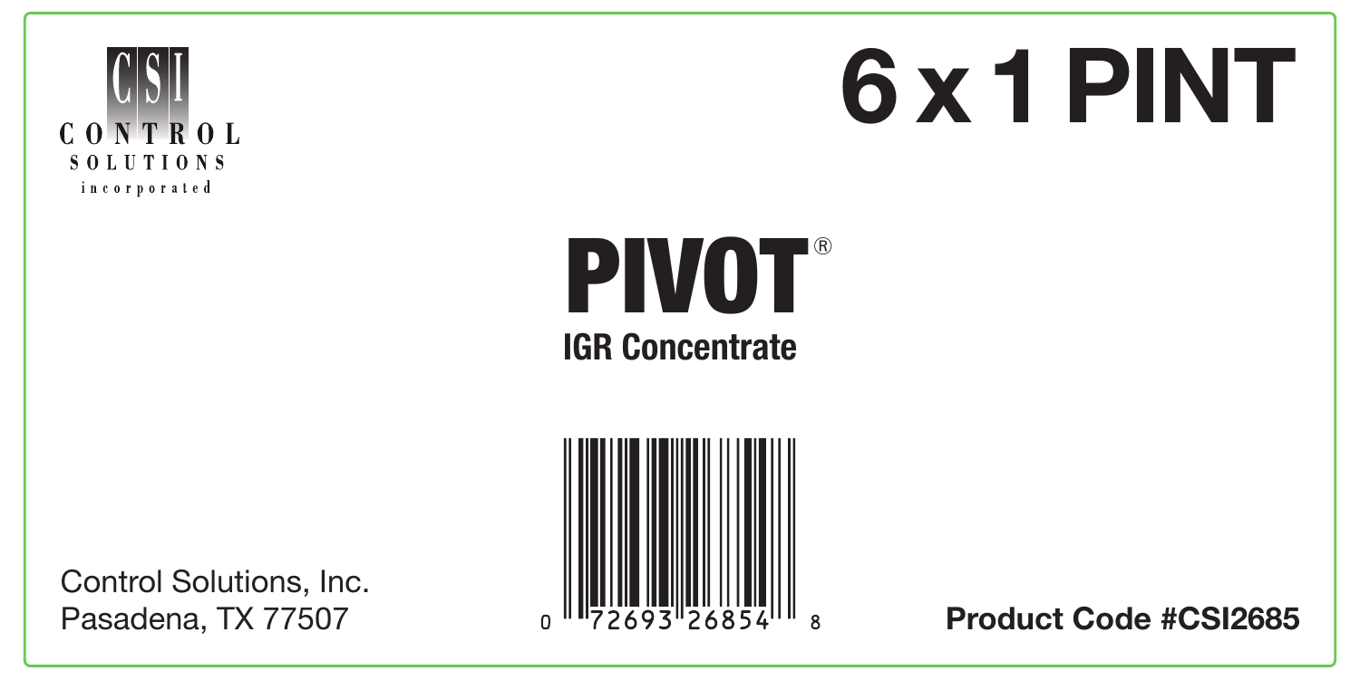CSI
CONTROL
SOLUTIONS
incorporated

# 6 x 1 PINT

# PIVOT®

**IGR Concentrate**

0 72693 26854 8

Control Solutions, Inc.
Pasadena, TX 77507

**Product Code #CSI2685**